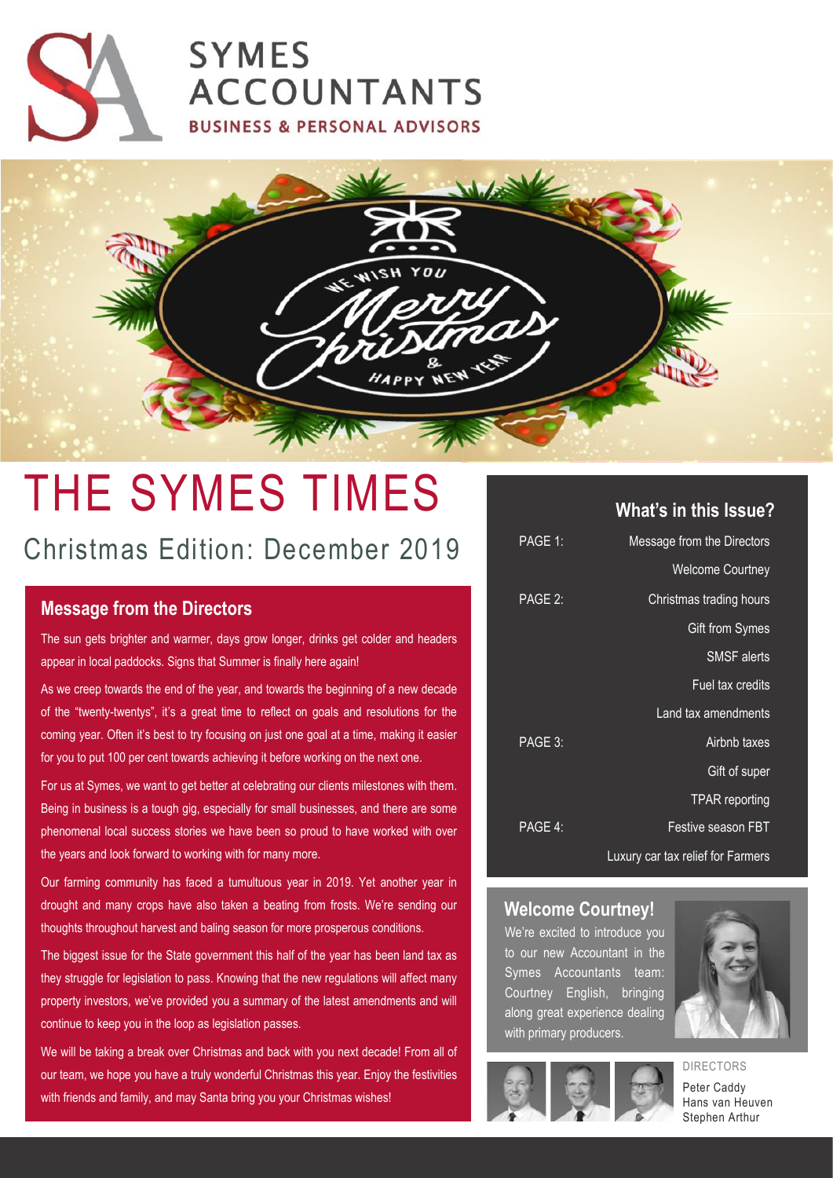# SYMES ACCOUNTANTS

BUSINESS & PERSONAL ADVISORS

WE WISH YOU Merry Christmas & HAPPY NEW YEAR

# THE SYMES TIMES

## Christmas Edition: December 2019

### Message from the Directors

The sun gets brighter and warmer, days grow longer, drinks get colder and headers appear in local paddocks. Signs that Summer is finally here again!

As we creep towards the end of the year, and towards the beginning of a new decade of the "twenty-twentys", it's a great time to reflect on goals and resolutions for the coming year. Often it's best to try focusing on just one goal at a time, making it easier for you to put 100 per cent towards achieving it before working on the next one.

For us at Symes, we want to get better at celebrating our clients milestones with them. Being in business is a tough gig, especially for small businesses, and there are some phenomenal local success stories we have been so proud to have worked with over the years and look forward to working with for many more.

Our farming community has faced a tumultuous year in 2019. Yet another year in drought and many crops have also taken a beating from frosts. We're sending our thoughts throughout harvest and baling season for more prosperous conditions.

The biggest issue for the State government this half of the year has been land tax as they struggle for legislation to pass. Knowing that the new regulations will affect many property investors, we've provided you a summary of the latest amendments and will continue to keep you in the loop as legislation passes.

We will be taking a break over Christmas and back with you next decade! From all of our team, we hope you have a truly wonderful Christmas this year. Enjoy the festivities with friends and family, and may Santa bring you your Christmas wishes!

### What's in this Issue?

| | |
|---|---|
| PAGE 1: | Message from the Directors |
| | Welcome Courtney |
| PAGE 2: | Christmas trading hours |
| | Gift from Symes |
| | SMSF alerts |
| | Fuel tax credits |
| | Land tax amendments |
| PAGE 3: | Airbnb taxes |
| | Gift of super |
| | TPAR reporting |
| PAGE 4: | Festive season FBT |
| | Luxury car tax relief for Farmers |

### Welcome Courtney!

We're excited to introduce you to our new Accountant in the Symes Accountants team: Courtney English, bringing along great experience dealing with primary producers.

DIRECTORS

Peter Caddy
Hans van Heuven
Stephen Arthur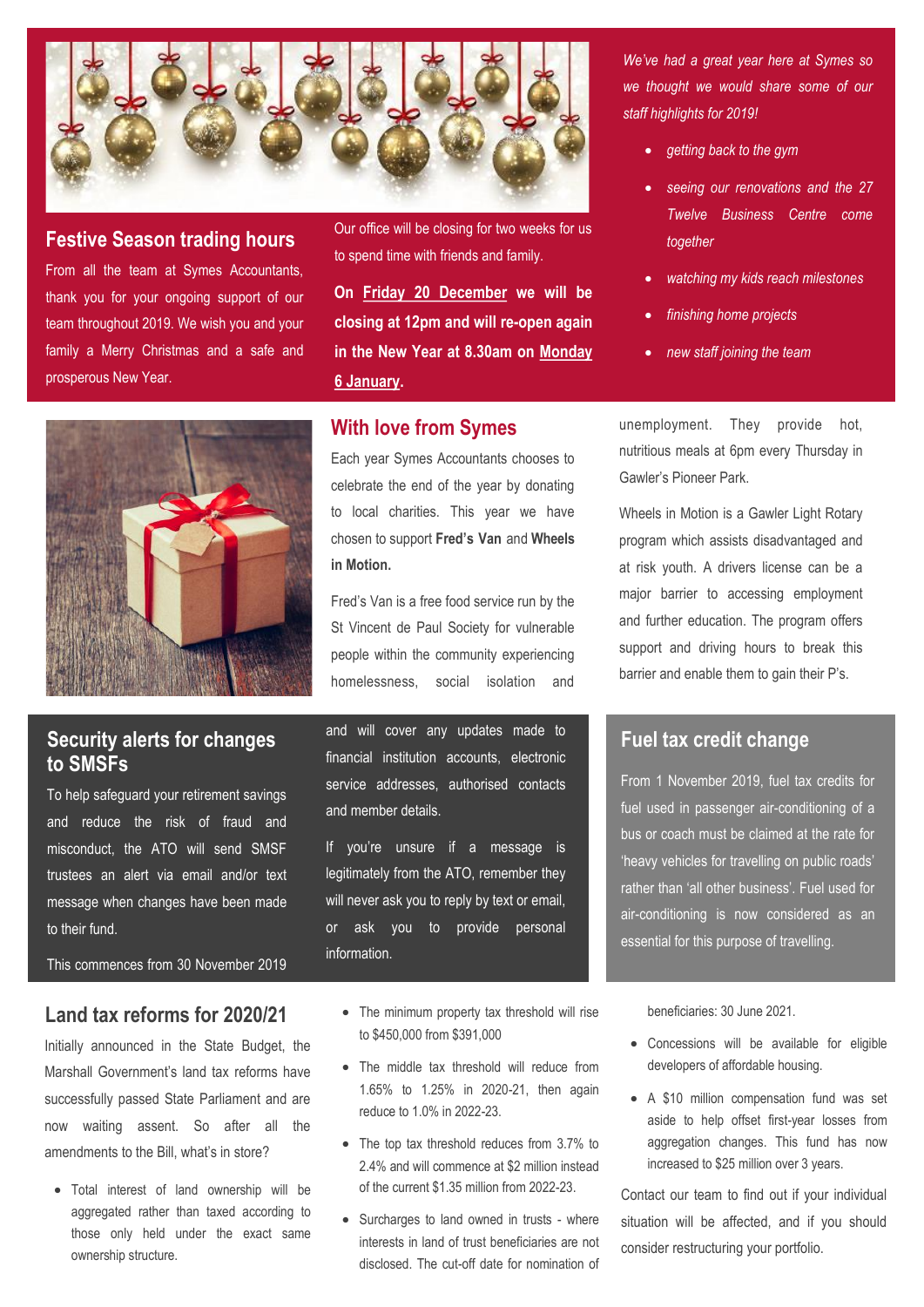## Festive Season trading hours

From all the team at Symes Accountants, thank you for your ongoing support of our team throughout 2019. We wish you and your family a Merry Christmas and a safe and prosperous New Year.

Our office will be closing for two weeks for us to spend time with friends and family.

**On Friday 20 December we will be closing at 12pm and will re-open again in the New Year at 8.30am on Monday 6 January.**

*We've had a great year here at Symes so we thought we would share some of our staff highlights for 2019!*

- *getting back to the gym*
- *seeing our renovations and the 27 Twelve Business Centre come together*
- *watching my kids reach milestones*
- *finishing home projects*
- *new staff joining the team*

## With love from Symes

Each year Symes Accountants chooses to celebrate the end of the year by donating to local charities. This year we have chosen to support **Fred's Van** and **Wheels in Motion.**

Fred's Van is a free food service run by the St Vincent de Paul Society for vulnerable people within the community experiencing homelessness, social isolation and unemployment. They provide hot, nutritious meals at 6pm every Thursday in Gawler's Pioneer Park.

Wheels in Motion is a Gawler Light Rotary program which assists disadvantaged and at risk youth. A drivers license can be a major barrier to accessing employment and further education. The program offers support and driving hours to break this barrier and enable them to gain their P's.

## Security alerts for changes to SMSFs

To help safeguard your retirement savings and reduce the risk of fraud and misconduct, the ATO will send SMSF trustees an alert via email and/or text message when changes have been made to their fund.

This commences from 30 November 2019 and will cover any updates made to financial institution accounts, electronic service addresses, authorised contacts and member details.

If you're unsure if a message is legitimately from the ATO, remember they will never ask you to reply by text or email, or ask you to provide personal information.

## Fuel tax credit change

From 1 November 2019, fuel tax credits for fuel used in passenger air-conditioning of a bus or coach must be claimed at the rate for 'heavy vehicles for travelling on public roads' rather than 'all other business'. Fuel used for air-conditioning is now considered as an essential for this purpose of travelling.

## Land tax reforms for 2020/21

Initially announced in the State Budget, the Marshall Government's land tax reforms have successfully passed State Parliament and are now waiting assent. So after all the amendments to the Bill, what's in store?

- Total interest of land ownership will be aggregated rather than taxed according to those only held under the exact same ownership structure.
- The minimum property tax threshold will rise to $450,000 from $391,000
- The middle tax threshold will reduce from 1.65% to 1.25% in 2020-21, then again reduce to 1.0% in 2022-23.
- The top tax threshold reduces from 3.7% to 2.4% and will commence at $2 million instead of the current $1.35 million from 2022-23.
- Surcharges to land owned in trusts - where interests in land of trust beneficiaries are not disclosed. The cut-off date for nomination of beneficiaries: 30 June 2021.
- Concessions will be available for eligible developers of affordable housing.
- A $10 million compensation fund was set aside to help offset first-year losses from aggregation changes. This fund has now increased to $25 million over 3 years.

Contact our team to find out if your individual situation will be affected, and if you should consider restructuring your portfolio.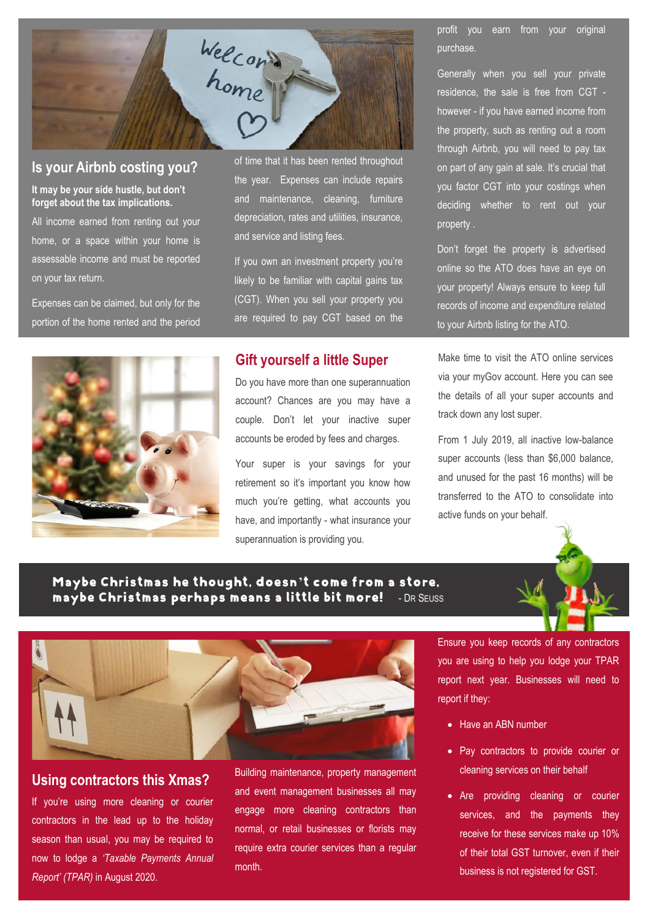## Is your Airbnb costing you?

**It may be your side hustle, but don't forget about the tax implications.**

All income earned from renting out your home, or a space within your home is assessable income and must be reported on your tax return.

Expenses can be claimed, but only for the portion of the home rented and the period of time that it has been rented throughout the year. Expenses can include repairs and maintenance, cleaning, furniture depreciation, rates and utilities, insurance, and service and listing fees.

If you own an investment property you're likely to be familiar with capital gains tax (CGT). When you sell your property you are required to pay CGT based on the profit you earn from your original purchase.

Generally when you sell your private residence, the sale is free from CGT - however - if you have earned income from the property, such as renting out a room through Airbnb, you will need to pay tax on part of any gain at sale. It's crucial that you factor CGT into your costings when deciding whether to rent out your property .

Don't forget the property is advertised online so the ATO does have an eye on your property! Always ensure to keep full records of income and expenditure related to your Airbnb listing for the ATO.

## Gift yourself a little Super

Do you have more than one superannuation account? Chances are you may have a couple. Don't let your inactive super accounts be eroded by fees and charges.

Your super is your savings for your retirement so it's important you know how much you're getting, what accounts you have, and importantly - what insurance your superannuation is providing you.

Make time to visit the ATO online services via your myGov account. Here you can see the details of all your super accounts and track down any lost super.

From 1 July 2019, all inactive low-balance super accounts (less than $6,000 balance, and unused for the past 16 months) will be transferred to the ATO to consolidate into active funds on your behalf.

**Maybe Christmas he thought, doesn't come from a store, maybe Christmas perhaps means a little bit more!** - Dr Seuss

## Using contractors this Xmas?

If you're using more cleaning or courier contractors in the lead up to the holiday season than usual, you may be required to now to lodge a *'Taxable Payments Annual Report' (TPAR)* in August 2020.

Building maintenance, property management and event management businesses all may engage more cleaning contractors than normal, or retail businesses or florists may require extra courier services than a regular month.

Ensure you keep records of any contractors you are using to help you lodge your TPAR report next year. Businesses will need to report if they:

- Have an ABN number
- Pay contractors to provide courier or cleaning services on their behalf
- Are providing cleaning or courier services, and the payments they receive for these services make up 10% of their total GST turnover, even if their business is not registered for GST.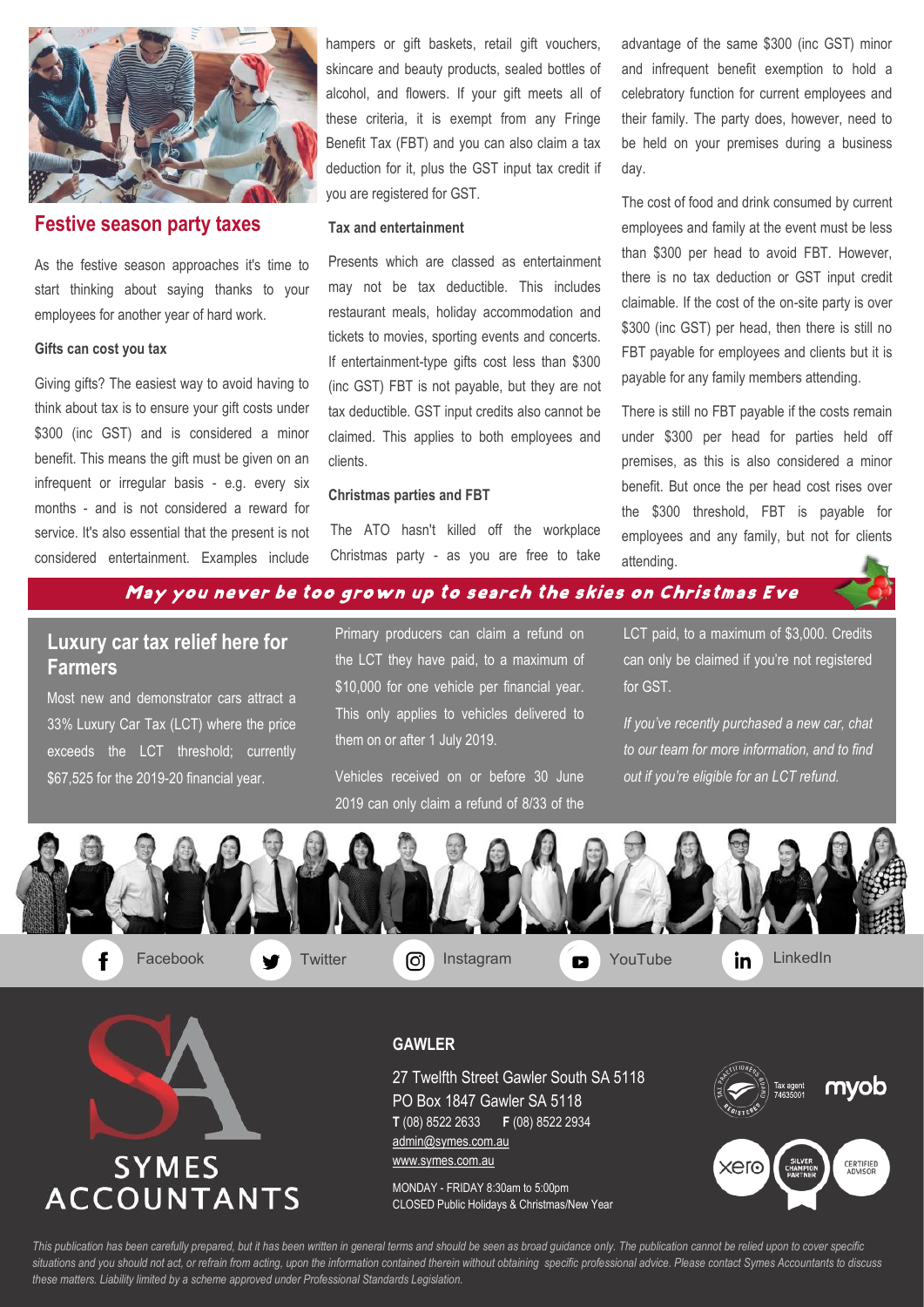## Festive season party taxes

As the festive season approaches it's time to start thinking about saying thanks to your employees for another year of hard work.

#### Gifts can cost you tax

Giving gifts? The easiest way to avoid having to think about tax is to ensure your gift costs under $300 (inc GST) and is considered a minor benefit. This means the gift must be given on an infrequent or irregular basis - e.g. every six months - and is not considered a reward for service. It's also essential that the present is not considered entertainment. Examples include hampers or gift baskets, retail gift vouchers, skincare and beauty products, sealed bottles of alcohol, and flowers. If your gift meets all of these criteria, it is exempt from any Fringe Benefit Tax (FBT) and you can also claim a tax deduction for it, plus the GST input tax credit if you are registered for GST.

#### Tax and entertainment

Presents which are classed as entertainment may not be tax deductible. This includes restaurant meals, holiday accommodation and tickets to movies, sporting events and concerts. If entertainment-type gifts cost less than $300 (inc GST) FBT is not payable, but they are not tax deductible. GST input credits also cannot be claimed. This applies to both employees and clients.

#### Christmas parties and FBT

The ATO hasn't killed off the workplace Christmas party - as you are free to take advantage of the same $300 (inc GST) minor and infrequent benefit exemption to hold a celebratory function for current employees and their family. The party does, however, need to be held on your premises during a business day.

The cost of food and drink consumed by current employees and family at the event must be less than $300 per head to avoid FBT. However, there is no tax deduction or GST input credit claimable. If the cost of the on-site party is over $300 (inc GST) per head, then there is still no FBT payable for employees and clients but it is payable for any family members attending.

There is still no FBT payable if the costs remain under $300 per head for parties held off premises, as this is also considered a minor benefit. But once the per head cost rises over the $300 threshold, FBT is payable for employees and any family, but not for clients attending.

*May you never be too grown up to search the skies on Christmas Eve*

## Luxury car tax relief here for Farmers

Most new and demonstrator cars attract a 33% Luxury Car Tax (LCT) where the price exceeds the LCT threshold; currently $67,525 for the 2019-20 financial year.

Primary producers can claim a refund on the LCT they have paid, to a maximum of $10,000 for one vehicle per financial year. This only applies to vehicles delivered to them on or after 1 July 2019.

Vehicles received on or before 30 June 2019 can only claim a refund of 8/33 of the LCT paid, to a maximum of $3,000. Credits can only be claimed if you're not registered for GST.

*If you've recently purchased a new car, chat to our team for more information, and to find out if you're eligible for an LCT refund.*

Facebook Twitter Instagram YouTube LinkedIn

SYMES ACCOUNTANTS

**GAWLER**

27 Twelfth Street Gawler South SA 5118
PO Box 1847 Gawler SA 5118
**T** (08) 8522 2633 **F** (08) 8522 2934
admin@symes.com.au
www.symes.com.au

MONDAY - FRIDAY 8:30am to 5:00pm
CLOSED Public Holidays & Christmas/New Year

Tax agent 74635001 myob xero SILVER CHAMPION PARTNER CERTIFIED ADVISOR

*This publication has been carefully prepared, but it has been written in general terms and should be seen as broad guidance only. The publication cannot be relied upon to cover specific situations and you should not act, or refrain from acting, upon the information contained therein without obtaining specific professional advice. Please contact Symes Accountants to discuss these matters. Liability limited by a scheme approved under Professional Standards Legislation.*